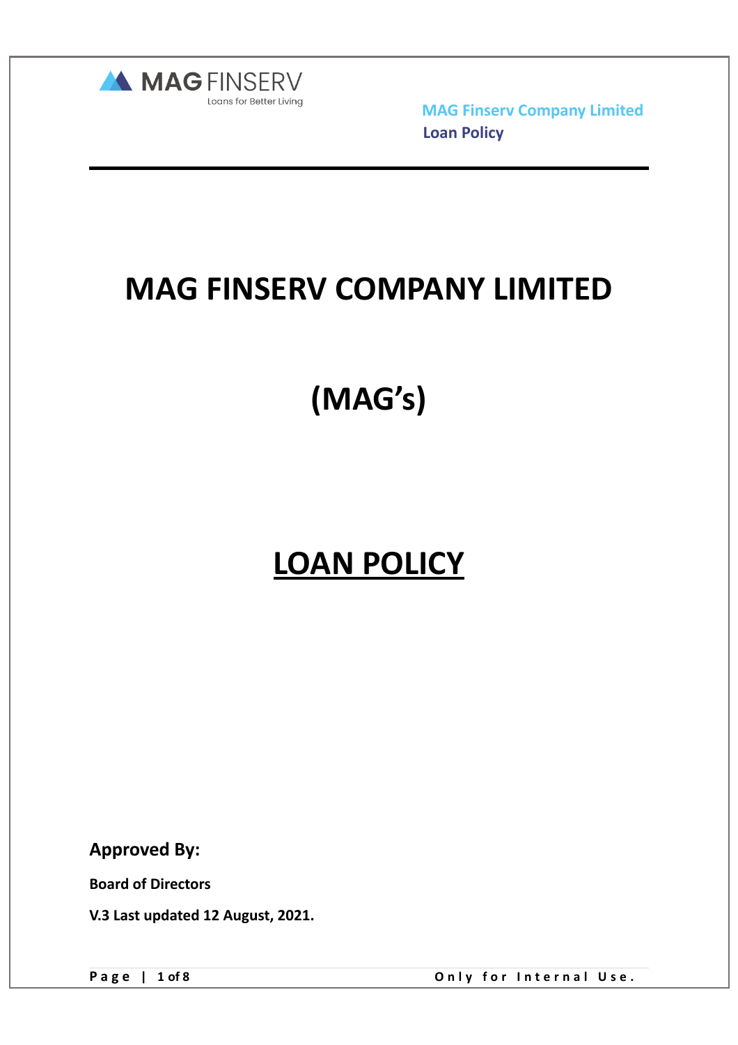# MAG FINSERV COMPANY LIMITED

# (MAG's)

# LOAN POLICY

**Approved By:**

**Board of Directors**

**V.3 Last updated 12 August, 2021.**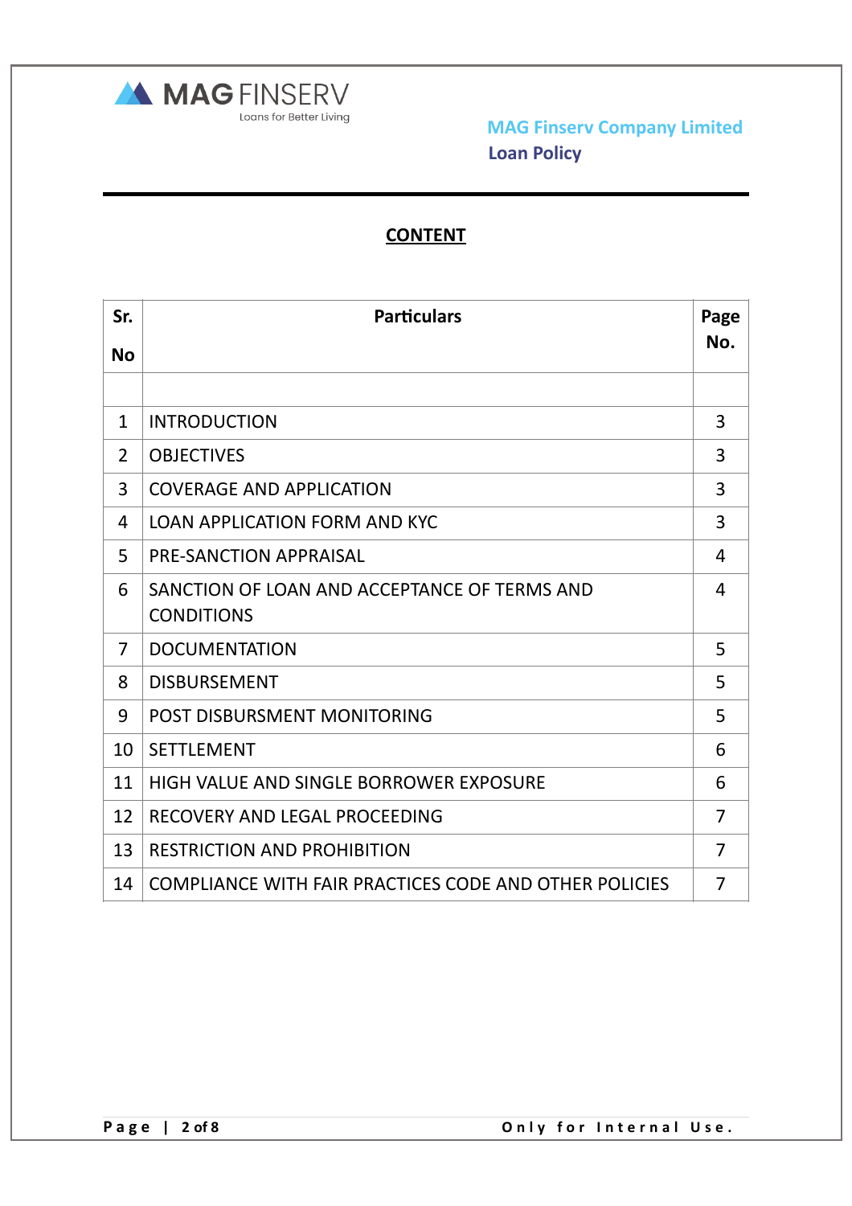## CONTENT

| Sr. No | Particulars | Page No. |
|---|---|---|
| | | |
| 1 | INTRODUCTION | 3 |
| 2 | OBJECTIVES | 3 |
| 3 | COVERAGE AND APPLICATION | 3 |
| 4 | LOAN APPLICATION FORM AND KYC | 3 |
| 5 | PRE-SANCTION APPRAISAL | 4 |
| 6 | SANCTION OF LOAN AND ACCEPTANCE OF TERMS AND CONDITIONS | 4 |
| 7 | DOCUMENTATION | 5 |
| 8 | DISBURSEMENT | 5 |
| 9 | POST DISBURSMENT MONITORING | 5 |
| 10 | SETTLEMENT | 6 |
| 11 | HIGH VALUE AND SINGLE BORROWER EXPOSURE | 6 |
| 12 | RECOVERY AND LEGAL PROCEEDING | 7 |
| 13 | RESTRICTION AND PROHIBITION | 7 |
| 14 | COMPLIANCE WITH FAIR PRACTICES CODE AND OTHER POLICIES | 7 |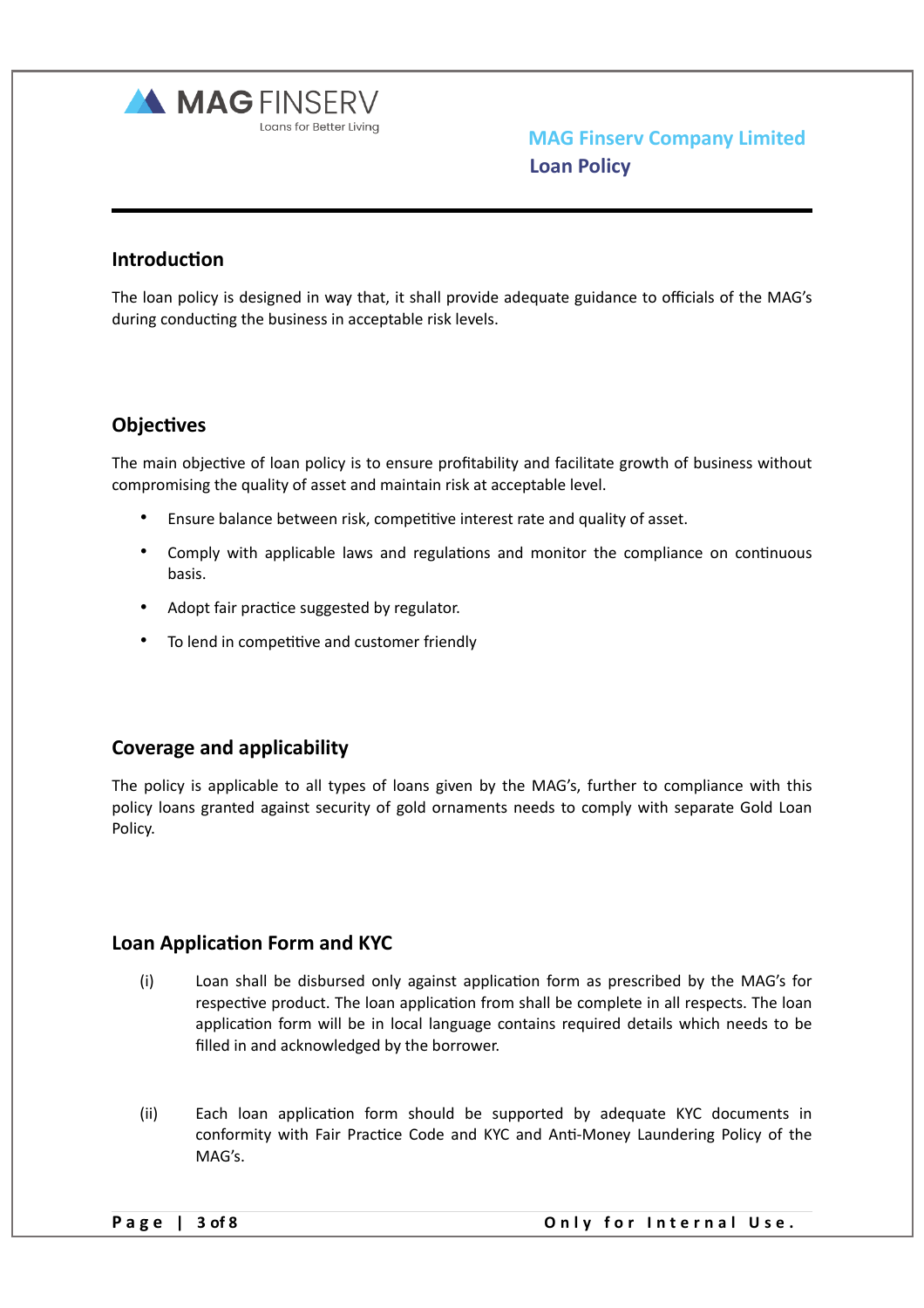## Introduction

The loan policy is designed in way that, it shall provide adequate guidance to officials of the MAG's during conducting the business in acceptable risk levels.

## Objectives

The main objective of loan policy is to ensure profitability and facilitate growth of business without compromising the quality of asset and maintain risk at acceptable level.

- Ensure balance between risk, competitive interest rate and quality of asset.
- Comply with applicable laws and regulations and monitor the compliance on continuous basis.
- Adopt fair practice suggested by regulator.
- To lend in competitive and customer friendly

## Coverage and applicability

The policy is applicable to all types of loans given by the MAG's, further to compliance with this policy loans granted against security of gold ornaments needs to comply with separate Gold Loan Policy.

## Loan Application Form and KYC

(i) Loan shall be disbursed only against application form as prescribed by the MAG's for respective product. The loan application from shall be complete in all respects. The loan application form will be in local language contains required details which needs to be filled in and acknowledged by the borrower.

(ii) Each loan application form should be supported by adequate KYC documents in conformity with Fair Practice Code and KYC and Anti-Money Laundering Policy of the MAG's.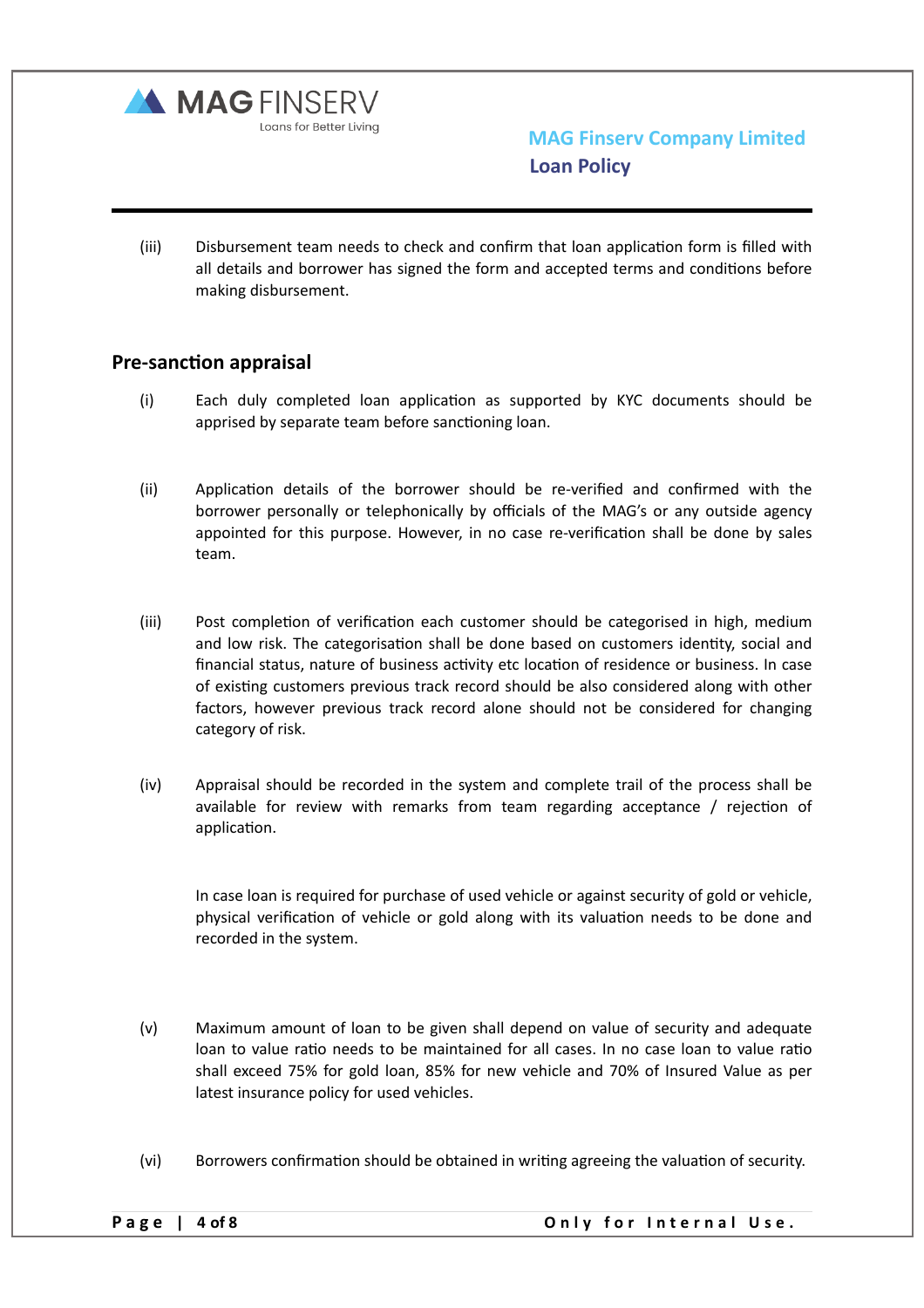(iii) Disbursement team needs to check and confirm that loan application form is filled with all details and borrower has signed the form and accepted terms and conditions before making disbursement.

## Pre-sanction appraisal

(i) Each duly completed loan application as supported by KYC documents should be apprised by separate team before sanctioning loan.

(ii) Application details of the borrower should be re-verified and confirmed with the borrower personally or telephonically by officials of the MAG's or any outside agency appointed for this purpose. However, in no case re-verification shall be done by sales team.

(iii) Post completion of verification each customer should be categorised in high, medium and low risk. The categorisation shall be done based on customers identity, social and financial status, nature of business activity etc location of residence or business. In case of existing customers previous track record should be also considered along with other factors, however previous track record alone should not be considered for changing category of risk.

(iv) Appraisal should be recorded in the system and complete trail of the process shall be available for review with remarks from team regarding acceptance / rejection of application.

In case loan is required for purchase of used vehicle or against security of gold or vehicle, physical verification of vehicle or gold along with its valuation needs to be done and recorded in the system.

(v) Maximum amount of loan to be given shall depend on value of security and adequate loan to value ratio needs to be maintained for all cases. In no case loan to value ratio shall exceed 75% for gold loan, 85% for new vehicle and 70% of Insured Value as per latest insurance policy for used vehicles.

(vi) Borrowers confirmation should be obtained in writing agreeing the valuation of security.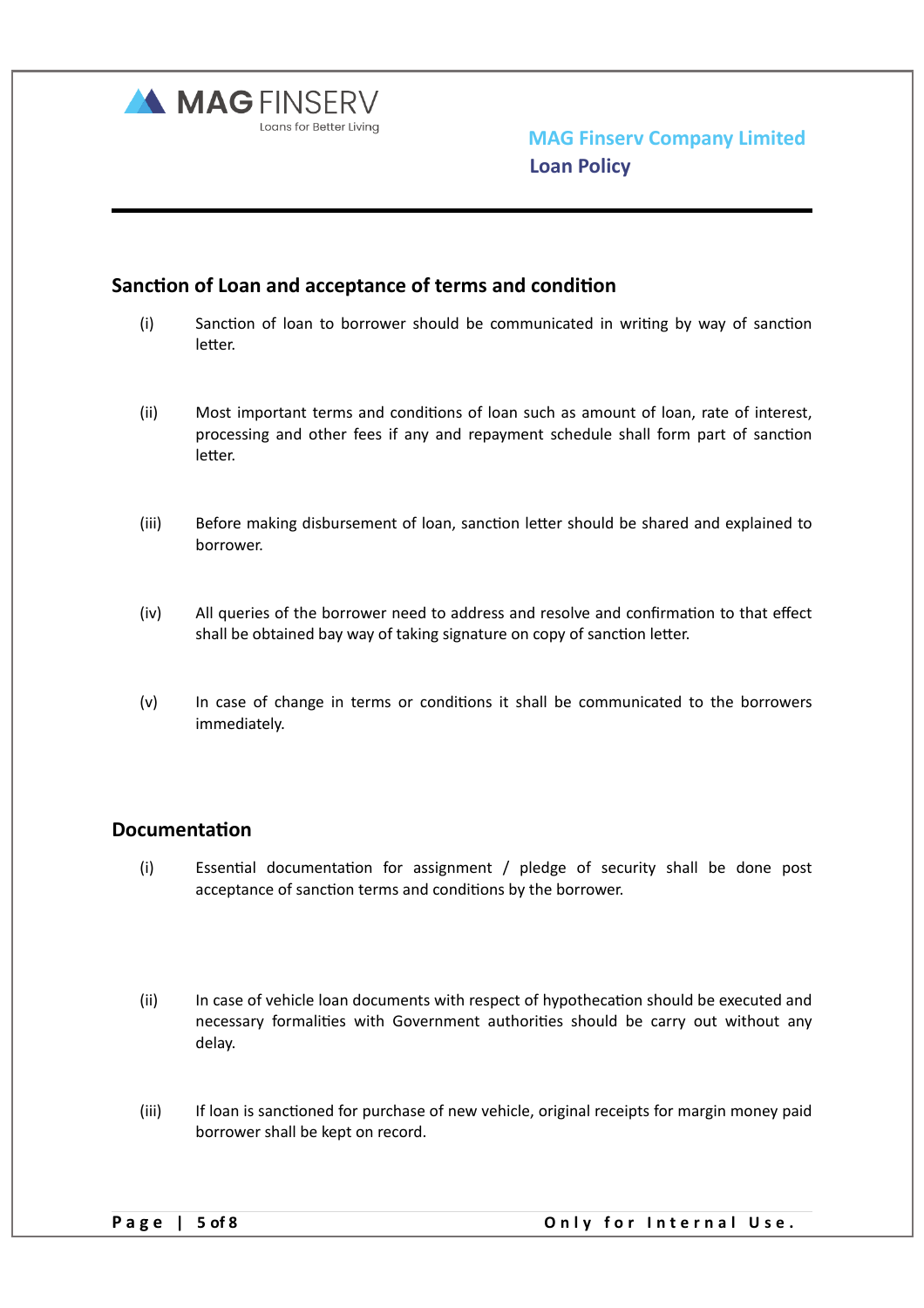## Sanction of Loan and acceptance of terms and condition

(i) Sanction of loan to borrower should be communicated in writing by way of sanction letter.

(ii) Most important terms and conditions of loan such as amount of loan, rate of interest, processing and other fees if any and repayment schedule shall form part of sanction letter.

(iii) Before making disbursement of loan, sanction letter should be shared and explained to borrower.

(iv) All queries of the borrower need to address and resolve and confirmation to that effect shall be obtained bay way of taking signature on copy of sanction letter.

(v) In case of change in terms or conditions it shall be communicated to the borrowers immediately.

## Documentation

(i) Essential documentation for assignment / pledge of security shall be done post acceptance of sanction terms and conditions by the borrower.

(ii) In case of vehicle loan documents with respect of hypothecation should be executed and necessary formalities with Government authorities should be carry out without any delay.

(iii) If loan is sanctioned for purchase of new vehicle, original receipts for margin money paid borrower shall be kept on record.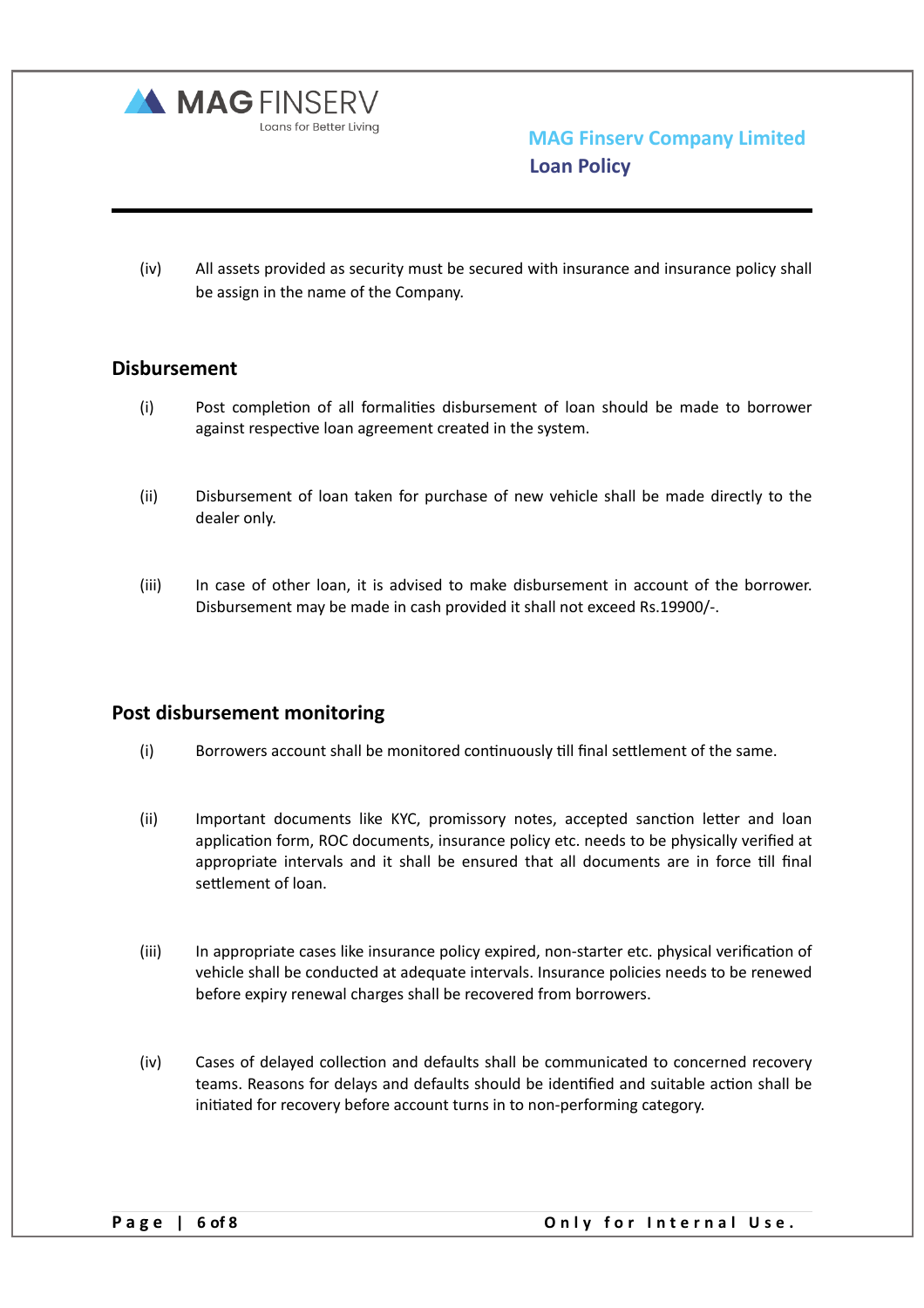(iv) All assets provided as security must be secured with insurance and insurance policy shall be assign in the name of the Company.

## Disbursement

(i) Post completion of all formalities disbursement of loan should be made to borrower against respective loan agreement created in the system.

(ii) Disbursement of loan taken for purchase of new vehicle shall be made directly to the dealer only.

(iii) In case of other loan, it is advised to make disbursement in account of the borrower. Disbursement may be made in cash provided it shall not exceed Rs.19900/-.

## Post disbursement monitoring

(i) Borrowers account shall be monitored continuously till final settlement of the same.

(ii) Important documents like KYC, promissory notes, accepted sanction letter and loan application form, ROC documents, insurance policy etc. needs to be physically verified at appropriate intervals and it shall be ensured that all documents are in force till final settlement of loan.

(iii) In appropriate cases like insurance policy expired, non-starter etc. physical verification of vehicle shall be conducted at adequate intervals. Insurance policies needs to be renewed before expiry renewal charges shall be recovered from borrowers.

(iv) Cases of delayed collection and defaults shall be communicated to concerned recovery teams. Reasons for delays and defaults should be identified and suitable action shall be initiated for recovery before account turns in to non-performing category.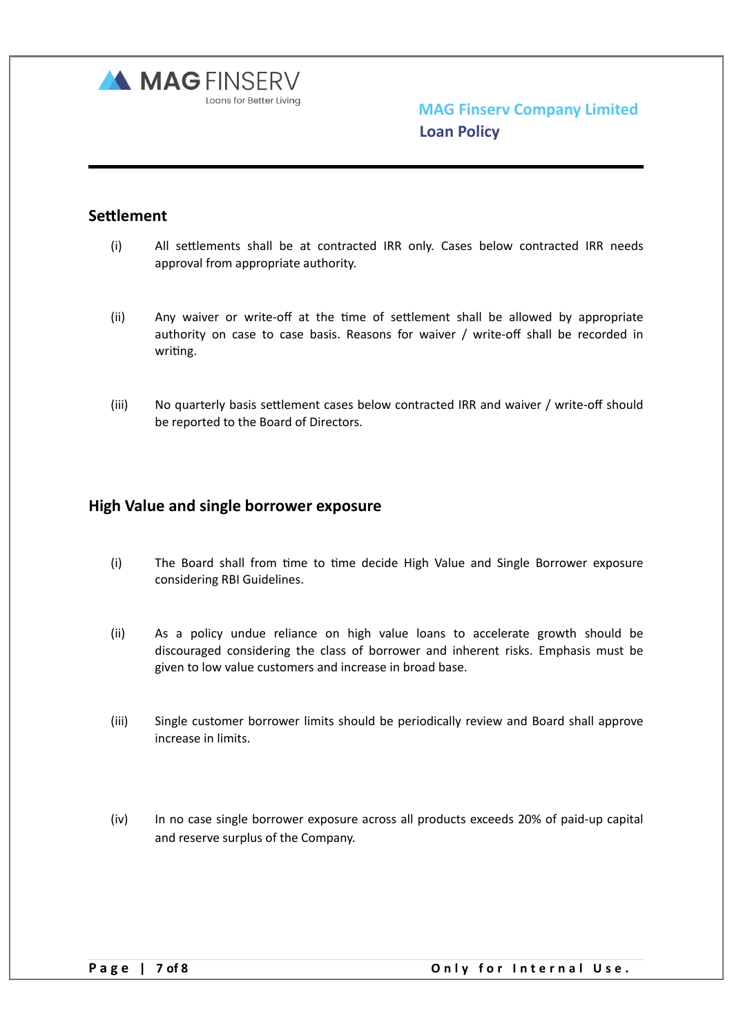## Settlement

(i) All settlements shall be at contracted IRR only. Cases below contracted IRR needs approval from appropriate authority.

(ii) Any waiver or write-off at the time of settlement shall be allowed by appropriate authority on case to case basis. Reasons for waiver / write-off shall be recorded in writing.

(iii) No quarterly basis settlement cases below contracted IRR and waiver / write-off should be reported to the Board of Directors.

## High Value and single borrower exposure

(i) The Board shall from time to time decide High Value and Single Borrower exposure considering RBI Guidelines.

(ii) As a policy undue reliance on high value loans to accelerate growth should be discouraged considering the class of borrower and inherent risks. Emphasis must be given to low value customers and increase in broad base.

(iii) Single customer borrower limits should be periodically review and Board shall approve increase in limits.

(iv) In no case single borrower exposure across all products exceeds 20% of paid-up capital and reserve surplus of the Company.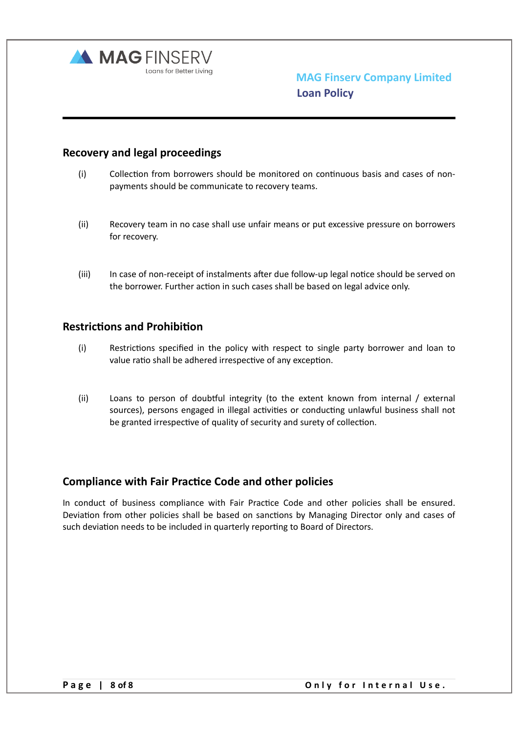## Recovery and legal proceedings

(i) Collection from borrowers should be monitored on continuous basis and cases of non-payments should be communicate to recovery teams.

(ii) Recovery team in no case shall use unfair means or put excessive pressure on borrowers for recovery.

(iii) In case of non-receipt of instalments after due follow-up legal notice should be served on the borrower. Further action in such cases shall be based on legal advice only.

## Restrictions and Prohibition

(i) Restrictions specified in the policy with respect to single party borrower and loan to value ratio shall be adhered irrespective of any exception.

(ii) Loans to person of doubtful integrity (to the extent known from internal / external sources), persons engaged in illegal activities or conducting unlawful business shall not be granted irrespective of quality of security and surety of collection.

## Compliance with Fair Practice Code and other policies

In conduct of business compliance with Fair Practice Code and other policies shall be ensured. Deviation from other policies shall be based on sanctions by Managing Director only and cases of such deviation needs to be included in quarterly reporting to Board of Directors.